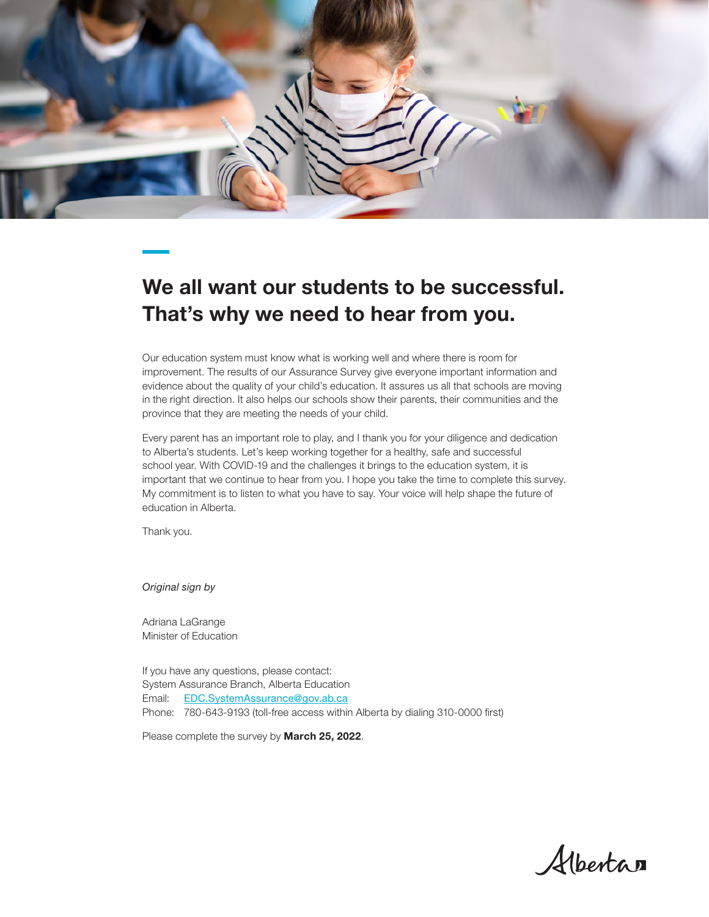# We all want our students to be successful. That's why we need to hear from you.

Our education system must know what is working well and where there is room for improvement. The results of our Assurance Survey give everyone important information and evidence about the quality of your child's education. It assures us all that schools are moving in the right direction. It also helps our schools show their parents, their communities and the province that they are meeting the needs of your child.

Every parent has an important role to play, and I thank you for your diligence and dedication to Alberta's students. Let's keep working together for a healthy, safe and successful school year. With COVID-19 and the challenges it brings to the education system, it is important that we continue to hear from you. I hope you take the time to complete this survey. My commitment is to listen to what you have to say. Your voice will help shape the future of education in Alberta.

Thank you.

*Original sign by*

Adriana LaGrange
Minister of Education

If you have any questions, please contact:
System Assurance Branch, Alberta Education
Email: EDC.SystemAssurance@gov.ab.ca
Phone: 780-643-9193 (toll-free access within Alberta by dialing 310-0000 first)

Please complete the survey by **March 25, 2022**.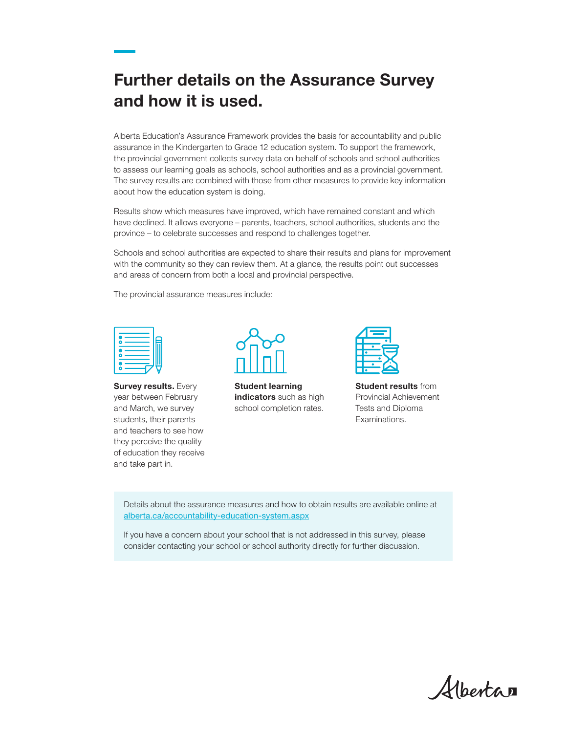# Further details on the Assurance Survey and how it is used.

Alberta Education's Assurance Framework provides the basis for accountability and public assurance in the Kindergarten to Grade 12 education system. To support the framework, the provincial government collects survey data on behalf of schools and school authorities to assess our learning goals as schools, school authorities and as a provincial government. The survey results are combined with those from other measures to provide key information about how the education system is doing.

Results show which measures have improved, which have remained constant and which have declined. It allows everyone – parents, teachers, school authorities, students and the province – to celebrate successes and respond to challenges together.

Schools and school authorities are expected to share their results and plans for improvement with the community so they can review them. At a glance, the results point out successes and areas of concern from both a local and provincial perspective.

The provincial assurance measures include:

**Survey results.** Every year between February and March, we survey students, their parents and teachers to see how they perceive the quality of education they receive and take part in.

**Student learning indicators** such as high school completion rates.

**Student results** from Provincial Achievement Tests and Diploma Examinations.

Details about the assurance measures and how to obtain results are available online at [alberta.ca/accountability-education-system.aspx](alberta.ca/accountability-education-system.aspx)

If you have a concern about your school that is not addressed in this survey, please consider contacting your school or school authority directly for further discussion.

Alberta